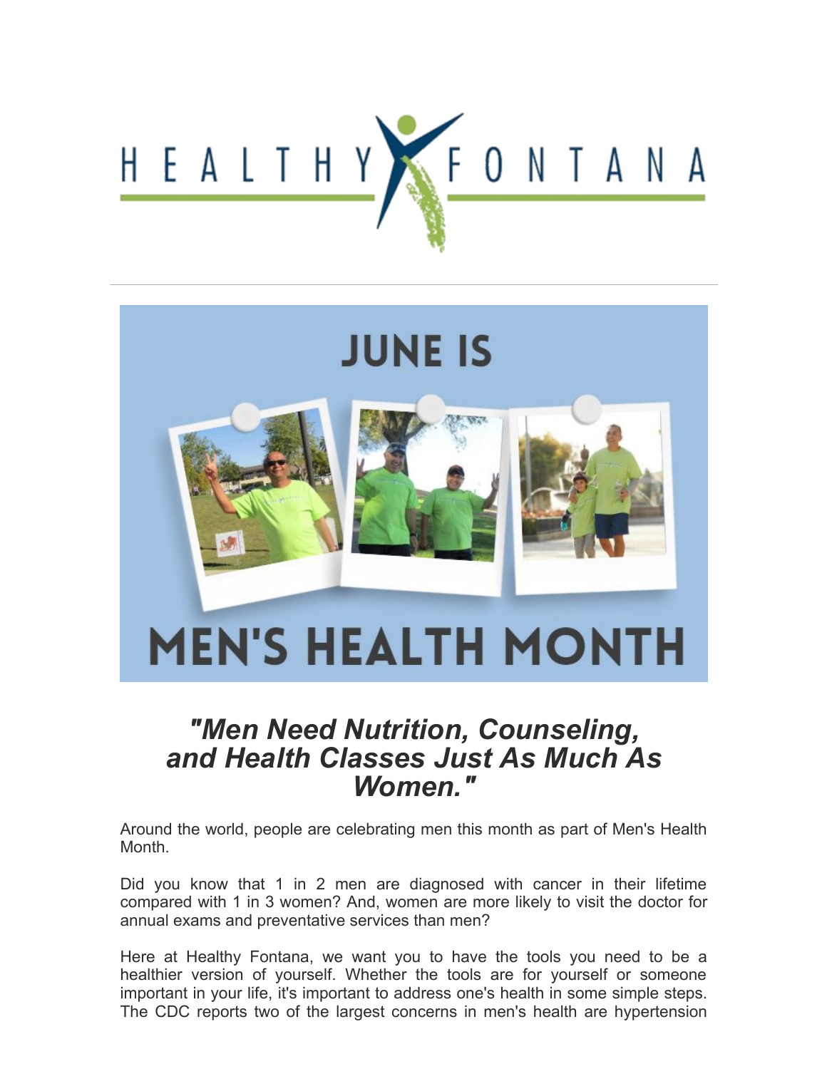HEALTHY FONTANA

JUNE IS

MEN'S HEALTH MONTH

## *"Men Need Nutrition, Counseling, and Health Classes Just As Much As Women."*

Around the world, people are celebrating men this month as part of Men's Health Month.

Did you know that 1 in 2 men are diagnosed with cancer in their lifetime compared with 1 in 3 women? And, women are more likely to visit the doctor for annual exams and preventative services than men?

Here at Healthy Fontana, we want you to have the tools you need to be a healthier version of yourself. Whether the tools are for yourself or someone important in your life, it's important to address one's health in some simple steps. The CDC reports two of the largest concerns in men's health are hypertension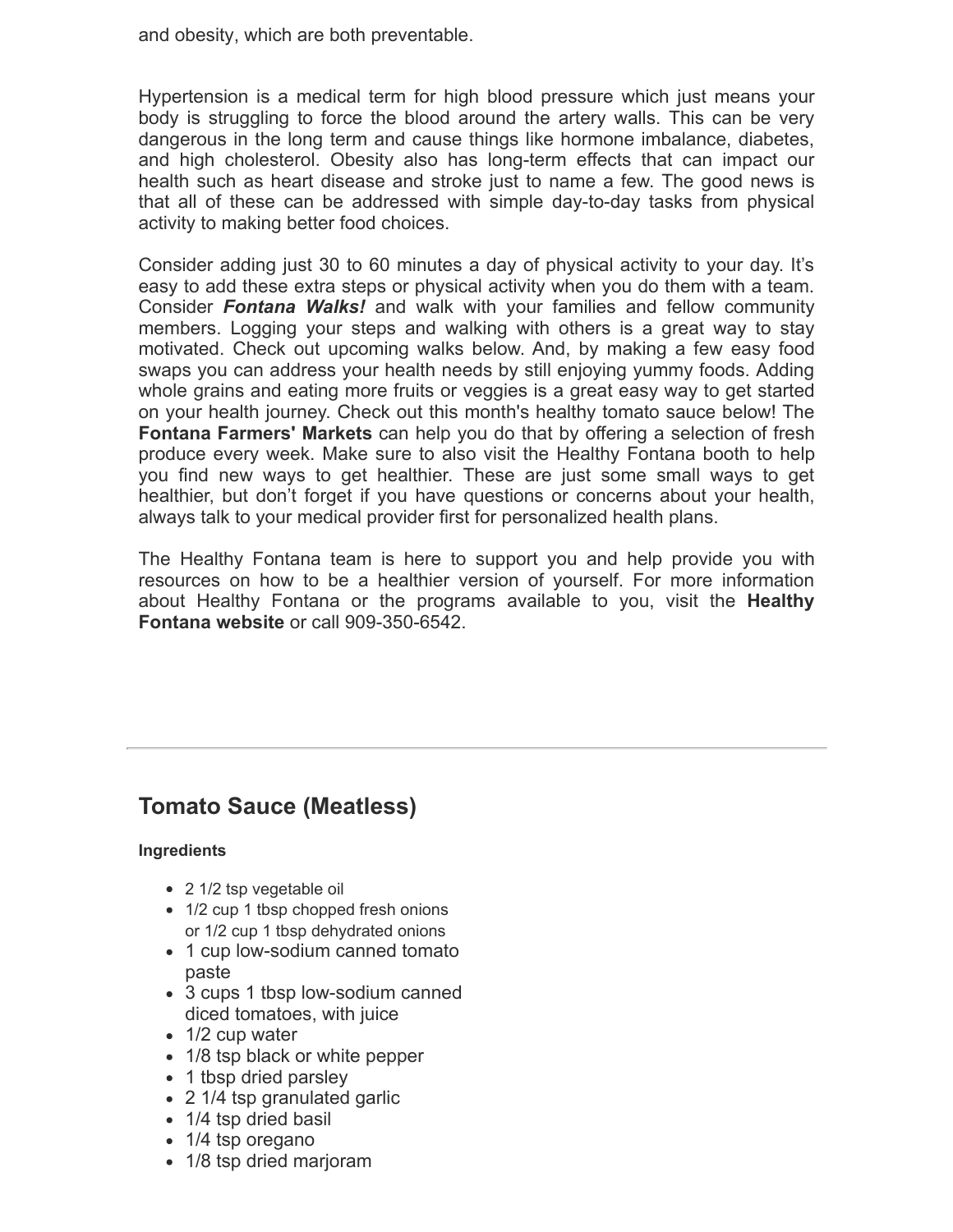and obesity, which are both preventable.

Hypertension is a medical term for high blood pressure which just means your body is struggling to force the blood around the artery walls. This can be very dangerous in the long term and cause things like hormone imbalance, diabetes, and high cholesterol. Obesity also has long-term effects that can impact our health such as heart disease and stroke just to name a few. The good news is that all of these can be addressed with simple day-to-day tasks from physical activity to making better food choices.

Consider adding just 30 to 60 minutes a day of physical activity to your day. It's easy to add these extra steps or physical activity when you do them with a team. Consider ***Fontana Walks!*** and walk with your families and fellow community members. Logging your steps and walking with others is a great way to stay motivated. Check out upcoming walks below. And, by making a few easy food swaps you can address your health needs by still enjoying yummy foods. Adding whole grains and eating more fruits or veggies is a great easy way to get started on your health journey. Check out this month's healthy tomato sauce below! The **Fontana Farmers' Markets** can help you do that by offering a selection of fresh produce every week. Make sure to also visit the Healthy Fontana booth to help you find new ways to get healthier. These are just some small ways to get healthier, but don't forget if you have questions or concerns about your health, always talk to your medical provider first for personalized health plans.

The Healthy Fontana team is here to support you and help provide you with resources on how to be a healthier version of yourself. For more information about Healthy Fontana or the programs available to you, visit the **Healthy Fontana website** or call 909-350-6542.

---

## Tomato Sauce (Meatless)

**Ingredients**

- 2 1/2 tsp vegetable oil
- 1/2 cup 1 tbsp chopped fresh onions or 1/2 cup 1 tbsp dehydrated onions
- 1 cup low-sodium canned tomato paste
- 3 cups 1 tbsp low-sodium canned diced tomatoes, with juice
- 1/2 cup water
- 1/8 tsp black or white pepper
- 1 tbsp dried parsley
- 2 1/4 tsp granulated garlic
- 1/4 tsp dried basil
- 1/4 tsp oregano
- 1/8 tsp dried marjoram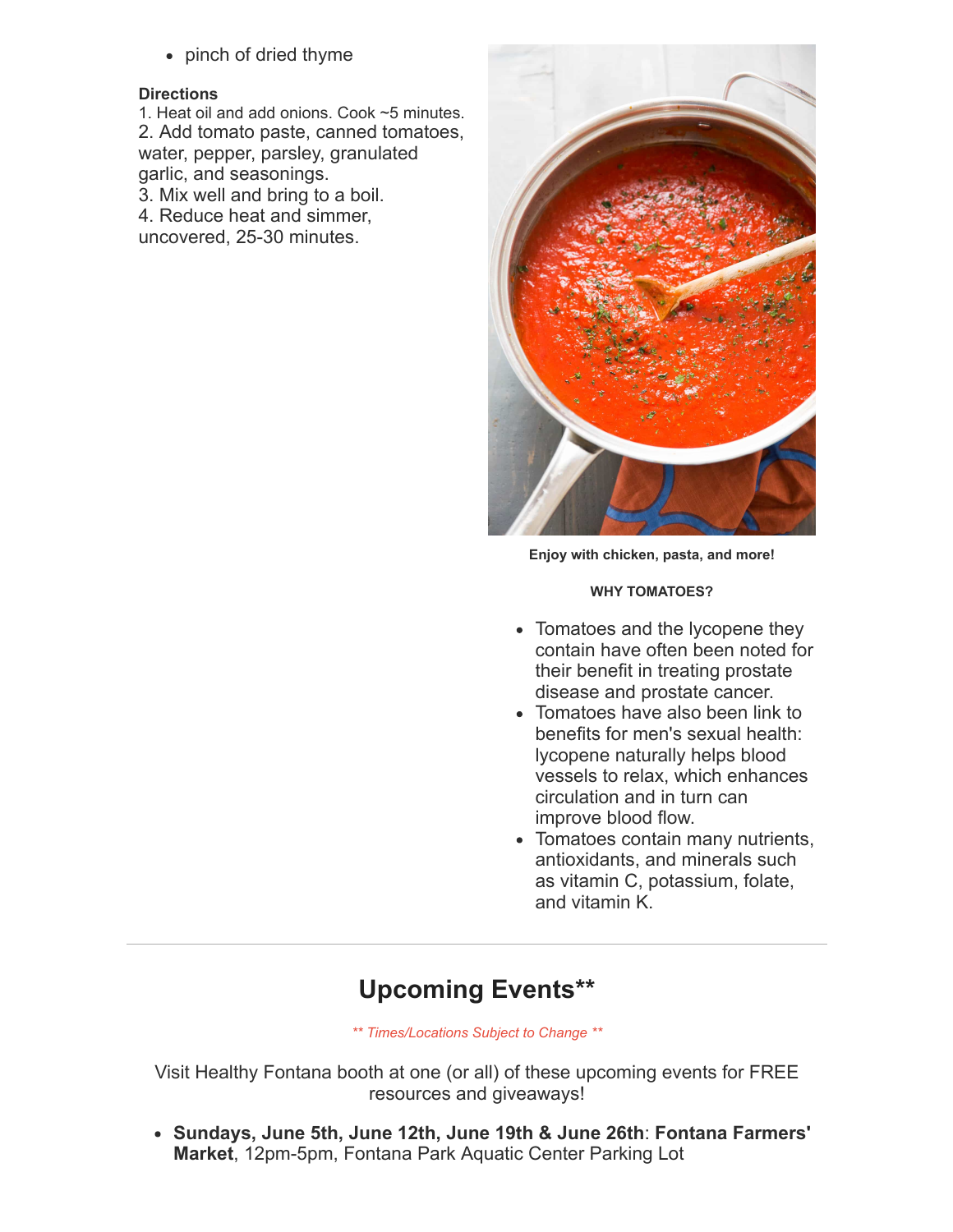- pinch of dried thyme

**Directions**

1. Heat oil and add onions. Cook ~5 minutes.
2. Add tomato paste, canned tomatoes, water, pepper, parsley, granulated garlic, and seasonings.
3. Mix well and bring to a boil.
4. Reduce heat and simmer, uncovered, 25-30 minutes.

**Enjoy with chicken, pasta, and more!**

**WHY TOMATOES?**

- Tomatoes and the lycopene they contain have often been noted for their benefit in treating prostate disease and prostate cancer.
- Tomatoes have also been link to benefits for men's sexual health: lycopene naturally helps blood vessels to relax, which enhances circulation and in turn can improve blood flow.
- Tomatoes contain many nutrients, antioxidants, and minerals such as vitamin C, potassium, folate, and vitamin K.

---

## Upcoming Events**

*** Times/Locations Subject to Change ***

Visit Healthy Fontana booth at one (or all) of these upcoming events for FREE resources and giveaways!

- **Sundays, June 5th, June 12th, June 19th & June 26th**: **Fontana Farmers' Market**, 12pm-5pm, Fontana Park Aquatic Center Parking Lot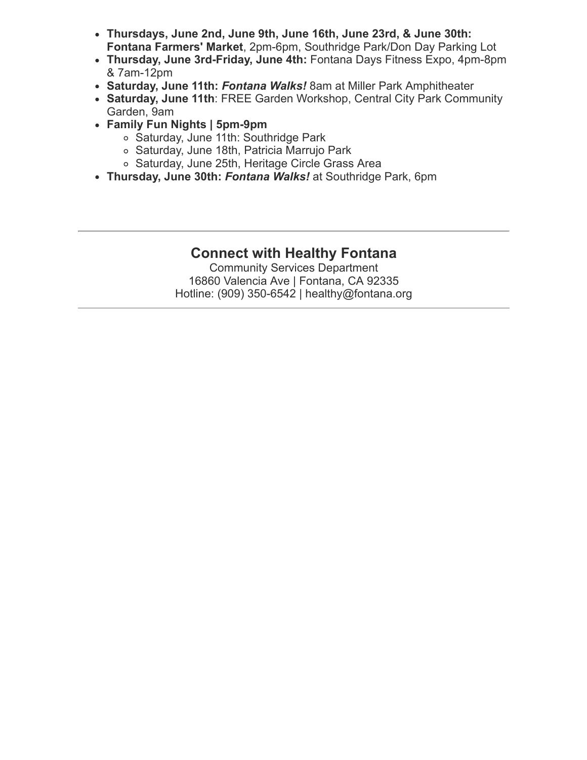- **Thursdays, June 2nd, June 9th, June 16th, June 23rd, & June 30th: Fontana Farmers' Market**, 2pm-6pm, Southridge Park/Don Day Parking Lot
- **Thursday, June 3rd-Friday, June 4th:** Fontana Days Fitness Expo, 4pm-8pm & 7am-12pm
- **Saturday, June 11th:** ***Fontana Walks!*** 8am at Miller Park Amphitheater
- **Saturday, June 11th**: FREE Garden Workshop, Central City Park Community Garden, 9am
- **Family Fun Nights | 5pm-9pm**
  - Saturday, June 11th: Southridge Park
  - Saturday, June 18th, Patricia Marrujo Park
  - Saturday, June 25th, Heritage Circle Grass Area
- **Thursday, June 30th:** ***Fontana Walks!*** at Southridge Park, 6pm

---

## Connect with Healthy Fontana

Community Services Department
16860 Valencia Ave | Fontana, CA 92335
Hotline: (909) 350-6542 | healthy@fontana.org

---